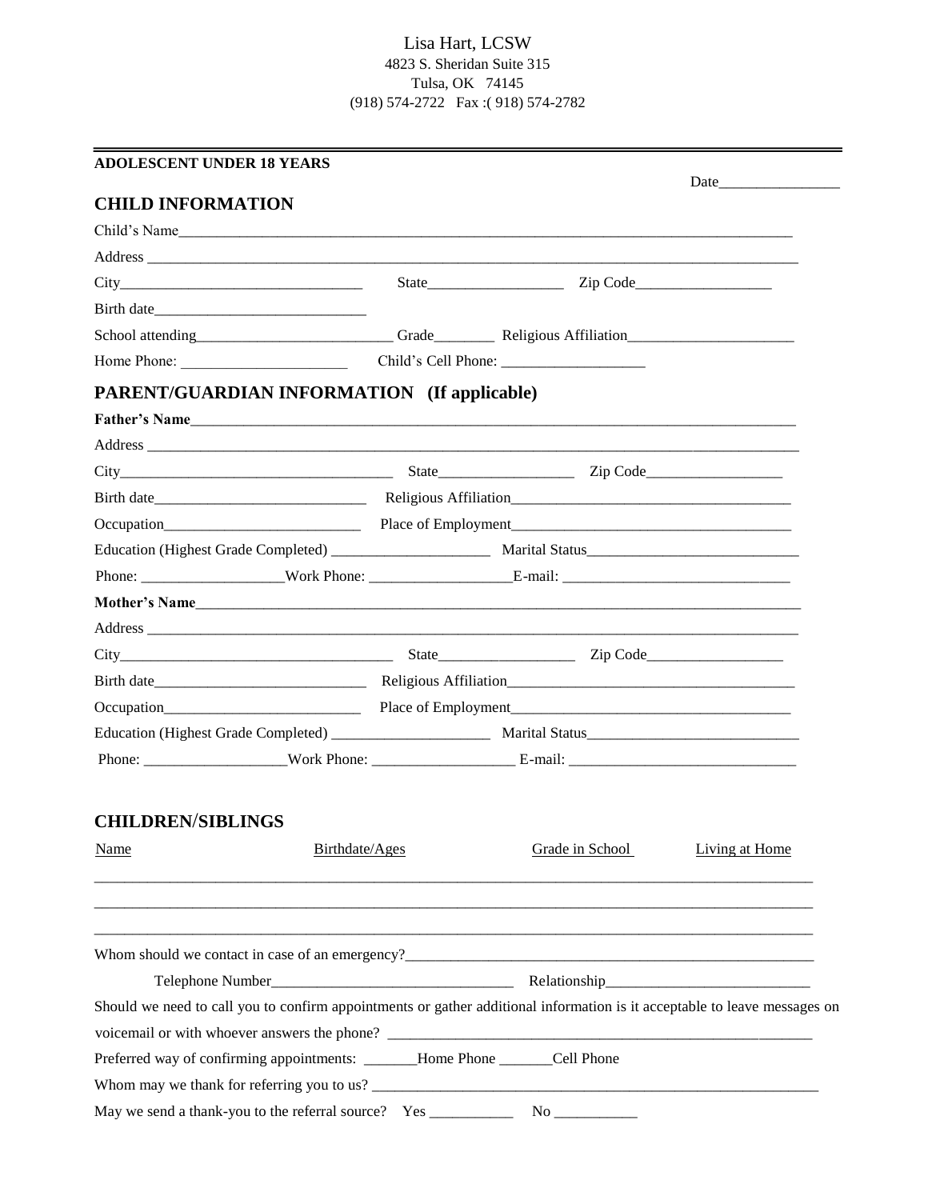Lisa Hart, LCSW
4823 S. Sheridan Suite 315
Tulsa, OK 74145
(918) 574-2722 Fax :( 918) 574-2782

---

**ADOLESCENT UNDER 18 YEARS**

Date________________

## CHILD INFORMATION

Child's Name___________________________________________________________________________

Address _______________________________________________________________________________

City________________________________ State__________________ Zip Code__________________

Birth date____________________________

School attending__________________________ Grade________ Religious Affiliation______________________

Home Phone: ______________________ Child's Cell Phone: ___________________

## PARENT/GUARDIAN INFORMATION (If applicable)

**Father's Name**_______________________________________________________________________

Address _______________________________________________________________________________

City____________________________________ State__________________ Zip Code__________________

Birth date____________________________ Religious Affiliation_____________________________________

Occupation__________________________ Place of Employment____________________________________

Education (Highest Grade Completed) _____________________ Marital Status____________________________

Phone: ___________________Work Phone: ___________________E-mail: ______________________________

**Mother's Name**_______________________________________________________________________

Address _______________________________________________________________________________

City____________________________________ State__________________ Zip Code__________________

Birth date____________________________ Religious Affiliation______________________________________

Occupation__________________________ Place of Employment____________________________________

Education (Highest Grade Completed) _____________________ Marital Status____________________________

Phone: ___________________Work Phone: ___________________ E-mail: ______________________________

## CHILDREN/SIBLINGS

| Name | Birthdate/Ages | Grade in School | Living at Home |
|---|---|---|---|
| | | | |
| | | | |
| | | | |

Whom should we contact in case of an emergency?_________________________________________________________

Telephone Number________________________________ Relationship___________________________

Should we need to call you to confirm appointments or gather additional information is it acceptable to leave messages on voicemail or with whoever answers the phone? ___________________________________________________________

Preferred way of confirming appointments: _______Home Phone _______Cell Phone

Whom may we thank for referring you to us? _______________________________________________________________

May we send a thank-you to the referral source? Yes ___________ No ___________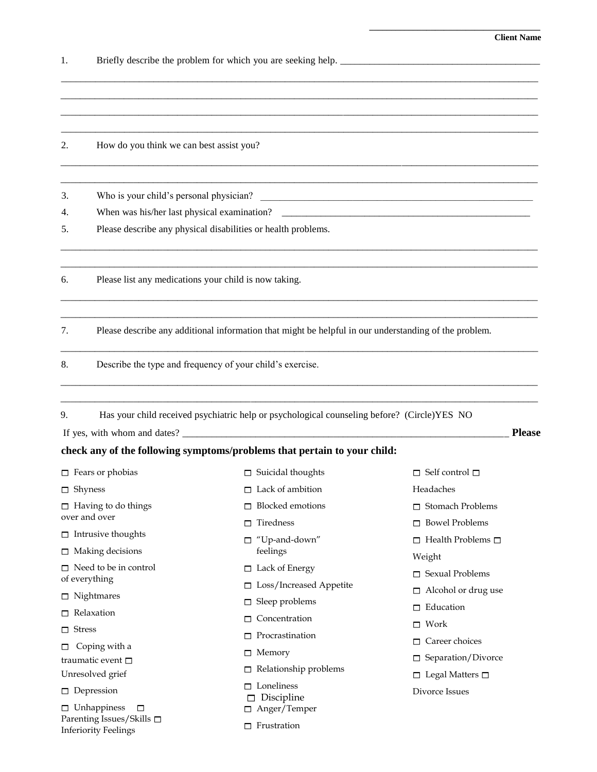\_\_\_\_\_\_\_\_\_\_\_\_\_\_\_\_\_\_\_\_\_\_\_\_\_\_\_\_\_\_\_\_\_\_

**Client Name**

1. Briefly describe the problem for which you are seeking help. \_\_\_\_\_\_\_\_\_\_\_\_\_\_\_\_\_\_\_\_\_\_\_\_\_\_\_\_\_\_\_\_\_\_\_\_\_\_\_\_\_\_

\_\_\_\_\_\_\_\_\_\_\_\_\_\_\_\_\_\_\_\_\_\_\_\_\_\_\_\_\_\_\_\_\_\_\_\_\_\_\_\_\_\_\_\_\_\_\_\_\_\_\_\_\_\_\_\_\_\_\_\_\_\_\_\_\_\_\_\_\_\_\_\_\_\_\_\_\_\_\_\_\_\_\_\_\_\_\_\_\_\_\_\_\_\_

\_\_\_\_\_\_\_\_\_\_\_\_\_\_\_\_\_\_\_\_\_\_\_\_\_\_\_\_\_\_\_\_\_\_\_\_\_\_\_\_\_\_\_\_\_\_\_\_\_\_\_\_\_\_\_\_\_\_\_\_\_\_\_\_\_\_\_\_\_\_\_\_\_\_\_\_\_\_\_\_\_\_\_\_\_\_\_\_\_\_\_\_\_\_

\_\_\_\_\_\_\_\_\_\_\_\_\_\_\_\_\_\_\_\_\_\_\_\_\_\_\_\_\_\_\_\_\_\_\_\_\_\_\_\_\_\_\_\_\_\_\_\_\_\_\_\_\_\_\_\_\_\_\_\_\_\_\_\_\_\_\_\_\_\_\_\_\_\_\_\_\_\_\_\_\_\_\_\_\_\_\_\_\_\_\_\_\_\_

\_\_\_\_\_\_\_\_\_\_\_\_\_\_\_\_\_\_\_\_\_\_\_\_\_\_\_\_\_\_\_\_\_\_\_\_\_\_\_\_\_\_\_\_\_\_\_\_\_\_\_\_\_\_\_\_\_\_\_\_\_\_\_\_\_\_\_\_\_\_\_\_\_\_\_\_\_\_\_\_\_\_\_\_\_\_\_\_\_\_\_\_\_\_

2. How do you think we can best assist you?

\_\_\_\_\_\_\_\_\_\_\_\_\_\_\_\_\_\_\_\_\_\_\_\_\_\_\_\_\_\_\_\_\_\_\_\_\_\_\_\_\_\_\_\_\_\_\_\_\_\_\_\_\_\_\_\_\_\_\_\_\_\_\_\_\_\_\_\_\_\_\_\_\_\_\_\_\_\_\_\_\_\_\_\_\_\_\_\_\_\_\_\_\_\_

\_\_\_\_\_\_\_\_\_\_\_\_\_\_\_\_\_\_\_\_\_\_\_\_\_\_\_\_\_\_\_\_\_\_\_\_\_\_\_\_\_\_\_\_\_\_\_\_\_\_\_\_\_\_\_\_\_\_\_\_\_\_\_\_\_\_\_\_\_\_\_\_\_\_\_\_\_\_\_\_\_\_\_\_\_\_\_\_\_\_\_\_\_\_

3. Who is your child's personal physician? \_\_\_\_\_\_\_\_\_\_\_\_\_\_\_\_\_\_\_\_\_\_\_\_\_\_\_\_\_\_\_\_\_\_\_\_\_\_\_\_\_\_\_\_\_\_\_\_\_\_\_\_\_\_

4. When was his/her last physical examination? \_\_\_\_\_\_\_\_\_\_\_\_\_\_\_\_\_\_\_\_\_\_\_\_\_\_\_\_\_\_\_\_\_\_\_\_\_\_\_\_\_\_\_\_\_\_\_\_\_\_

5. Please describe any physical disabilities or health problems.

\_\_\_\_\_\_\_\_\_\_\_\_\_\_\_\_\_\_\_\_\_\_\_\_\_\_\_\_\_\_\_\_\_\_\_\_\_\_\_\_\_\_\_\_\_\_\_\_\_\_\_\_\_\_\_\_\_\_\_\_\_\_\_\_\_\_\_\_\_\_\_\_\_\_\_\_\_\_\_\_\_\_\_\_\_\_\_\_\_\_\_\_\_\_

\_\_\_\_\_\_\_\_\_\_\_\_\_\_\_\_\_\_\_\_\_\_\_\_\_\_\_\_\_\_\_\_\_\_\_\_\_\_\_\_\_\_\_\_\_\_\_\_\_\_\_\_\_\_\_\_\_\_\_\_\_\_\_\_\_\_\_\_\_\_\_\_\_\_\_\_\_\_\_\_\_\_\_\_\_\_\_\_\_\_\_\_\_\_

6. Please list any medications your child is now taking.

\_\_\_\_\_\_\_\_\_\_\_\_\_\_\_\_\_\_\_\_\_\_\_\_\_\_\_\_\_\_\_\_\_\_\_\_\_\_\_\_\_\_\_\_\_\_\_\_\_\_\_\_\_\_\_\_\_\_\_\_\_\_\_\_\_\_\_\_\_\_\_\_\_\_\_\_\_\_\_\_\_\_\_\_\_\_\_\_\_\_\_\_\_\_

\_\_\_\_\_\_\_\_\_\_\_\_\_\_\_\_\_\_\_\_\_\_\_\_\_\_\_\_\_\_\_\_\_\_\_\_\_\_\_\_\_\_\_\_\_\_\_\_\_\_\_\_\_\_\_\_\_\_\_\_\_\_\_\_\_\_\_\_\_\_\_\_\_\_\_\_\_\_\_\_\_\_\_\_\_\_\_\_\_\_\_\_\_\_

7. Please describe any additional information that might be helpful in our understanding of the problem.

\_\_\_\_\_\_\_\_\_\_\_\_\_\_\_\_\_\_\_\_\_\_\_\_\_\_\_\_\_\_\_\_\_\_\_\_\_\_\_\_\_\_\_\_\_\_\_\_\_\_\_\_\_\_\_\_\_\_\_\_\_\_\_\_\_\_\_\_\_\_\_\_\_\_\_\_\_\_\_\_\_\_\_\_\_\_\_\_\_\_\_\_\_\_

8. Describe the type and frequency of your child's exercise.

\_\_\_\_\_\_\_\_\_\_\_\_\_\_\_\_\_\_\_\_\_\_\_\_\_\_\_\_\_\_\_\_\_\_\_\_\_\_\_\_\_\_\_\_\_\_\_\_\_\_\_\_\_\_\_\_\_\_\_\_\_\_\_\_\_\_\_\_\_\_\_\_\_\_\_\_\_\_\_\_\_\_\_\_\_\_\_\_\_\_\_\_\_\_

\_\_\_\_\_\_\_\_\_\_\_\_\_\_\_\_\_\_\_\_\_\_\_\_\_\_\_\_\_\_\_\_\_\_\_\_\_\_\_\_\_\_\_\_\_\_\_\_\_\_\_\_\_\_\_\_\_\_\_\_\_\_\_\_\_\_\_\_\_\_\_\_\_\_\_\_\_\_\_\_\_\_\_\_\_\_\_\_\_\_\_\_\_\_

9. Has your child received psychiatric help or psychological counseling before? (Circle)YES NO

If yes, with whom and dates? \_\_\_\_\_\_\_\_\_\_\_\_\_\_\_\_\_\_\_\_\_\_\_\_\_\_\_\_\_\_\_\_\_\_\_\_\_\_\_\_\_\_\_\_\_\_\_\_\_\_\_\_\_\_\_\_\_\_\_\_\_\_\_\_\_\_\_\_\_\_\_\_

**Please check any of the following symptoms/problems that pertain to your child:**

- ☐ Fears or phobias
- ☐ Shyness
- ☐ Having to do things over and over
- ☐ Intrusive thoughts
- ☐ Making decisions
- ☐ Need to be in control of everything
- ☐ Nightmares
- ☐ Relaxation
- ☐ Stress
- ☐ Coping with a traumatic event
- ☐ Unresolved grief
- ☐ Depression
- ☐ Unhappiness
- ☐ Parenting Issues/Skills
- ☐ Inferiority Feelings
- ☐ Suicidal thoughts
- ☐ Lack of ambition
- ☐ Blocked emotions
- ☐ Tiredness
- ☐ "Up-and-down" feelings
- ☐ Lack of Energy
- ☐ Loss/Increased Appetite
- ☐ Sleep problems
- ☐ Concentration
- ☐ Procrastination
- ☐ Memory
- ☐ Relationship problems
- ☐ Loneliness
- ☐ Discipline
- ☐ Anger/Temper
- ☐ Frustration
- ☐ Self control
- ☐ Headaches
- ☐ Stomach Problems
- ☐ Bowel Problems
- ☐ Health Problems
- ☐ Weight
- ☐ Sexual Problems
- ☐ Alcohol or drug use
- ☐ Education
- ☐ Work
- ☐ Career choices
- ☐ Separation/Divorce
- ☐ Legal Matters
- ☐ Divorce Issues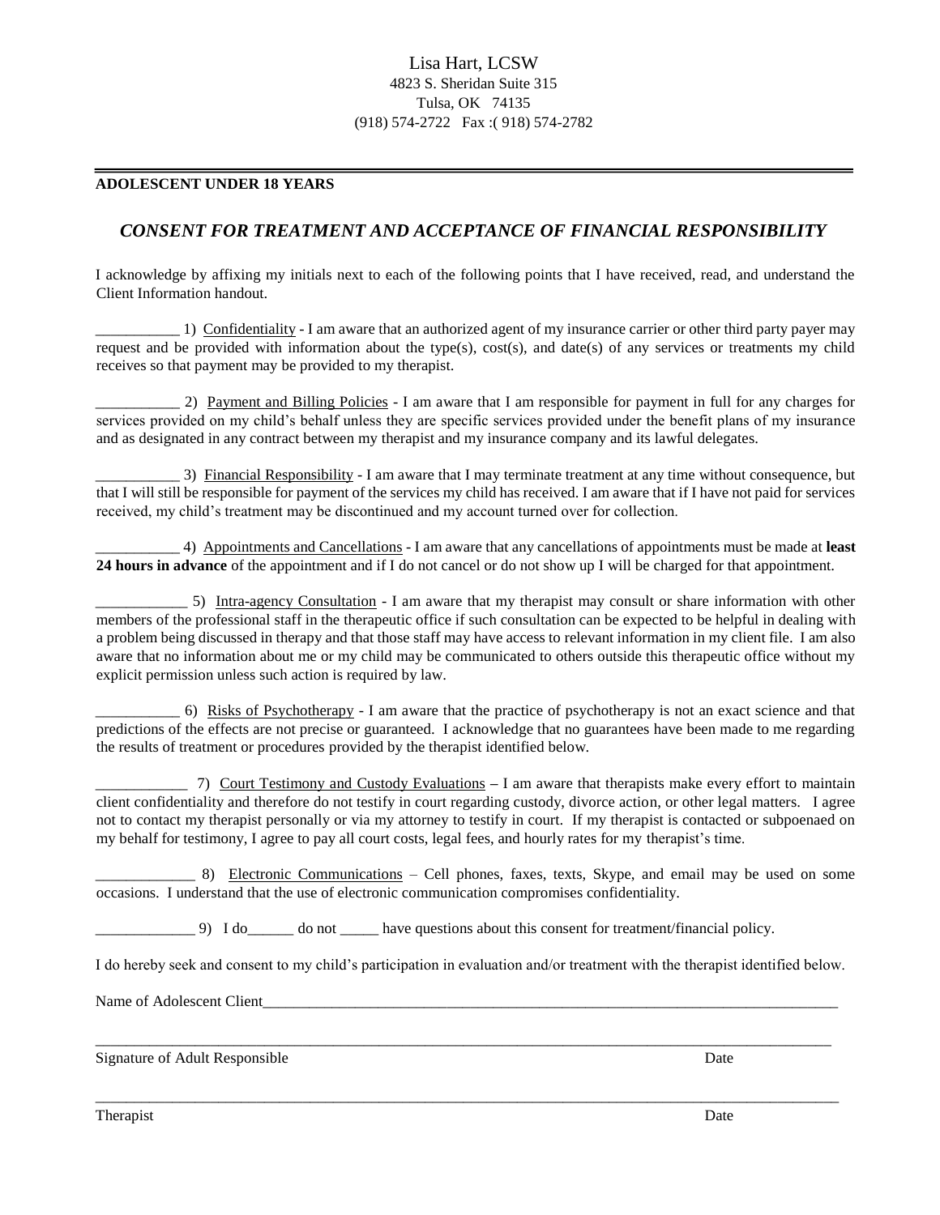Lisa Hart, LCSW
4823 S. Sheridan Suite 315
Tulsa, OK 74135
(918) 574-2722 Fax :( 918) 574-2782

---

**ADOLESCENT UNDER 18 YEARS**

## *CONSENT FOR TREATMENT AND ACCEPTANCE OF FINANCIAL RESPONSIBILITY*

I acknowledge by affixing my initials next to each of the following points that I have received, read, and understand the Client Information handout.

___________ 1) Confidentiality - I am aware that an authorized agent of my insurance carrier or other third party payer may request and be provided with information about the type(s), cost(s), and date(s) of any services or treatments my child receives so that payment may be provided to my therapist.

___________ 2) Payment and Billing Policies - I am aware that I am responsible for payment in full for any charges for services provided on my child's behalf unless they are specific services provided under the benefit plans of my insurance and as designated in any contract between my therapist and my insurance company and its lawful delegates.

___________ 3) Financial Responsibility - I am aware that I may terminate treatment at any time without consequence, but that I will still be responsible for payment of the services my child has received. I am aware that if I have not paid for services received, my child's treatment may be discontinued and my account turned over for collection.

___________ 4) Appointments and Cancellations - I am aware that any cancellations of appointments must be made at **least 24 hours in advance** of the appointment and if I do not cancel or do not show up I will be charged for that appointment.

____________ 5) Intra-agency Consultation - I am aware that my therapist may consult or share information with other members of the professional staff in the therapeutic office if such consultation can be expected to be helpful in dealing with a problem being discussed in therapy and that those staff may have access to relevant information in my client file. I am also aware that no information about me or my child may be communicated to others outside this therapeutic office without my explicit permission unless such action is required by law.

___________ 6) Risks of Psychotherapy - I am aware that the practice of psychotherapy is not an exact science and that predictions of the effects are not precise or guaranteed. I acknowledge that no guarantees have been made to me regarding the results of treatment or procedures provided by the therapist identified below.

____________ 7) Court Testimony and Custody Evaluations – I am aware that therapists make every effort to maintain client confidentiality and therefore do not testify in court regarding custody, divorce action, or other legal matters. I agree not to contact my therapist personally or via my attorney to testify in court. If my therapist is contacted or subpoenaed on my behalf for testimony, I agree to pay all court costs, legal fees, and hourly rates for my therapist's time.

_____________ 8) Electronic Communications – Cell phones, faxes, texts, Skype, and email may be used on some occasions. I understand that the use of electronic communication compromises confidentiality.

_____________ 9) I do______ do not _____ have questions about this consent for treatment/financial policy.

I do hereby seek and consent to my child's participation in evaluation and/or treatment with the therapist identified below.

Name of Adolescent Client_______________________________________________________________________________

_____________________________________________________________________________________________

Signature of Adult Responsible Date

_____________________________________________________________________________________________

Therapist Date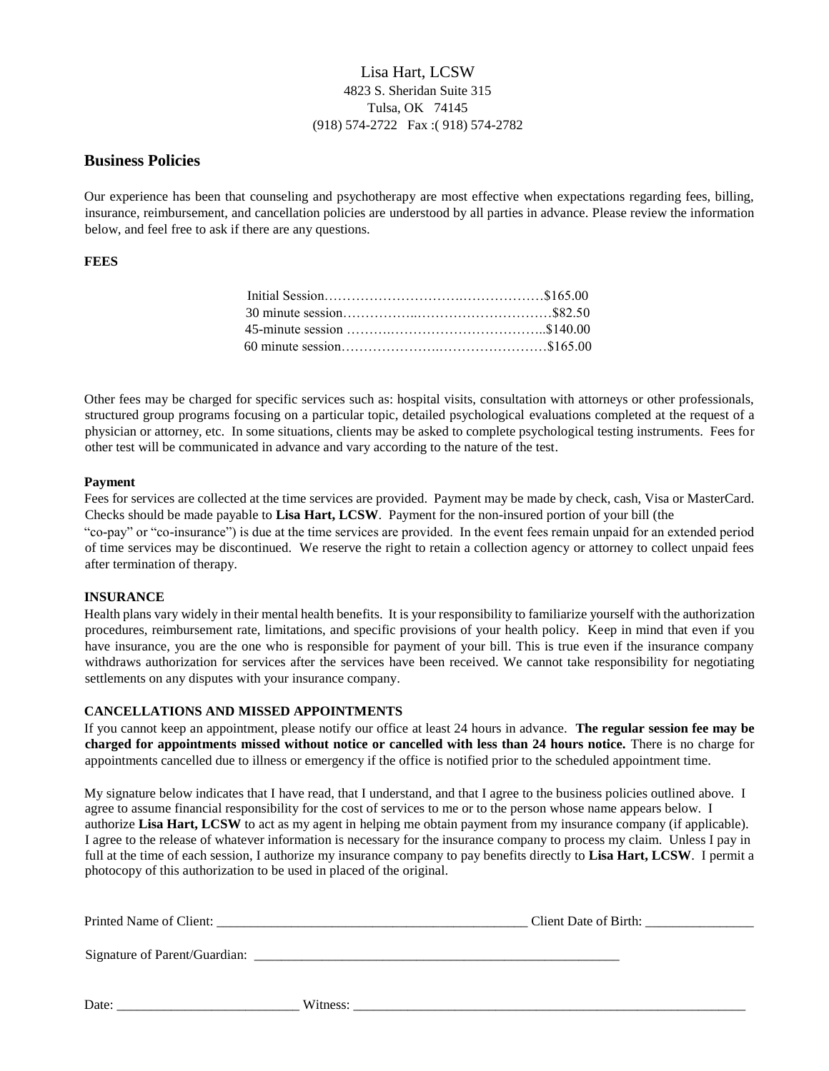Lisa Hart, LCSW
4823 S. Sheridan Suite 315
Tulsa, OK 74145
(918) 574-2722 Fax :( 918) 574-2782

## Business Policies

Our experience has been that counseling and psychotherapy are most effective when expectations regarding fees, billing, insurance, reimbursement, and cancellation policies are understood by all parties in advance. Please review the information below, and feel free to ask if there are any questions.

**FEES**

| | |
|---|---|
| Initial Session | $165.00 |
| 30 minute session | $82.50 |
| 45-minute session | $140.00 |
| 60 minute session | $165.00 |

Other fees may be charged for specific services such as: hospital visits, consultation with attorneys or other professionals, structured group programs focusing on a particular topic, detailed psychological evaluations completed at the request of a physician or attorney, etc. In some situations, clients may be asked to complete psychological testing instruments. Fees for other test will be communicated in advance and vary according to the nature of the test.

**Payment**

Fees for services are collected at the time services are provided. Payment may be made by check, cash, Visa or MasterCard. Checks should be made payable to **Lisa Hart, LCSW**. Payment for the non-insured portion of your bill (the "co-pay" or "co-insurance") is due at the time services are provided. In the event fees remain unpaid for an extended period of time services may be discontinued. We reserve the right to retain a collection agency or attorney to collect unpaid fees after termination of therapy.

**INSURANCE**

Health plans vary widely in their mental health benefits. It is your responsibility to familiarize yourself with the authorization procedures, reimbursement rate, limitations, and specific provisions of your health policy. Keep in mind that even if you have insurance, you are the one who is responsible for payment of your bill. This is true even if the insurance company withdraws authorization for services after the services have been received. We cannot take responsibility for negotiating settlements on any disputes with your insurance company.

**CANCELLATIONS AND MISSED APPOINTMENTS**

If you cannot keep an appointment, please notify our office at least 24 hours in advance. **The regular session fee may be charged for appointments missed without notice or cancelled with less than 24 hours notice.** There is no charge for appointments cancelled due to illness or emergency if the office is notified prior to the scheduled appointment time.

My signature below indicates that I have read, that I understand, and that I agree to the business policies outlined above. I agree to assume financial responsibility for the cost of services to me or to the person whose name appears below. I authorize **Lisa Hart, LCSW** to act as my agent in helping me obtain payment from my insurance company (if applicable). I agree to the release of whatever information is necessary for the insurance company to process my claim. Unless I pay in full at the time of each session, I authorize my insurance company to pay benefits directly to **Lisa Hart, LCSW**. I permit a photocopy of this authorization to be used in placed of the original.

Printed Name of Client: ______________________________ Client Date of Birth: ______________

Signature of Parent/Guardian: ______________________________

Date: ____________________ Witness: ______________________________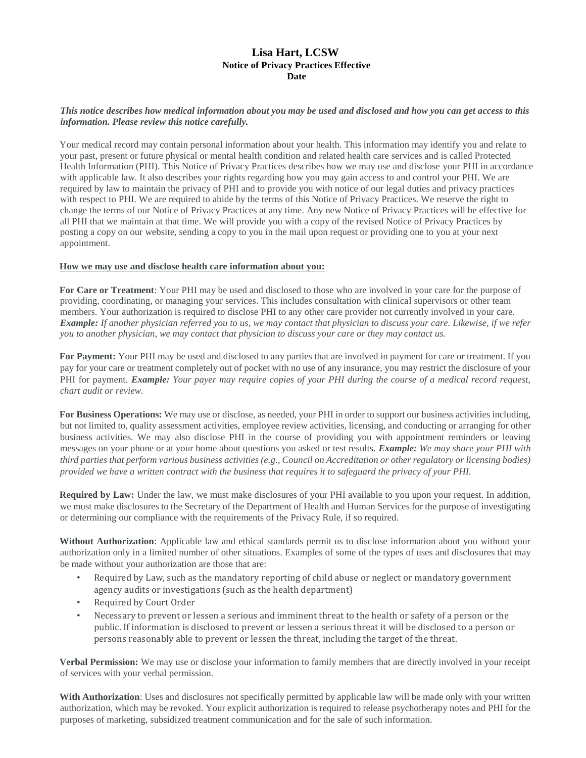# Lisa Hart, LCSW

**Notice of Privacy Practices Effective Date**

***This notice describes how medical information about you may be used and disclosed and how you can get access to this information. Please review this notice carefully.***

Your medical record may contain personal information about your health. This information may identify you and relate to your past, present or future physical or mental health condition and related health care services and is called Protected Health Information (PHI). This Notice of Privacy Practices describes how we may use and disclose your PHI in accordance with applicable law. It also describes your rights regarding how you may gain access to and control your PHI. We are required by law to maintain the privacy of PHI and to provide you with notice of our legal duties and privacy practices with respect to PHI. We are required to abide by the terms of this Notice of Privacy Practices. We reserve the right to change the terms of our Notice of Privacy Practices at any time. Any new Notice of Privacy Practices will be effective for all PHI that we maintain at that time. We will provide you with a copy of the revised Notice of Privacy Practices by posting a copy on our website, sending a copy to you in the mail upon request or providing one to you at your next appointment.

**How we may use and disclose health care information about you:**

**For Care or Treatment**: Your PHI may be used and disclosed to those who are involved in your care for the purpose of providing, coordinating, or managing your services. This includes consultation with clinical supervisors or other team members. Your authorization is required to disclose PHI to any other care provider not currently involved in your care. ***Example:*** *If another physician referred you to us, we may contact that physician to discuss your care. Likewise, if we refer you to another physician, we may contact that physician to discuss your care or they may contact us.*

**For Payment:** Your PHI may be used and disclosed to any parties that are involved in payment for care or treatment. If you pay for your care or treatment completely out of pocket with no use of any insurance, you may restrict the disclosure of your PHI for payment. ***Example:*** *Your payer may require copies of your PHI during the course of a medical record request, chart audit or review.*

**For Business Operations:** We may use or disclose, as needed, your PHI in order to support our business activities including, but not limited to, quality assessment activities, employee review activities, licensing, and conducting or arranging for other business activities. We may also disclose PHI in the course of providing you with appointment reminders or leaving messages on your phone or at your home about questions you asked or test results. ***Example:*** *We may share your PHI with third parties that perform various business activities (e.g., Council on Accreditation or other regulatory or licensing bodies) provided we have a written contract with the business that requires it to safeguard the privacy of your PHI.*

**Required by Law:** Under the law, we must make disclosures of your PHI available to you upon your request. In addition, we must make disclosures to the Secretary of the Department of Health and Human Services for the purpose of investigating or determining our compliance with the requirements of the Privacy Rule, if so required.

**Without Authorization**: Applicable law and ethical standards permit us to disclose information about you without your authorization only in a limited number of other situations. Examples of some of the types of uses and disclosures that may be made without your authorization are those that are:

- Required by Law, such as the mandatory reporting of child abuse or neglect or mandatory government agency audits or investigations (such as the health department)
- Required by Court Order
- Necessary to prevent or lessen a serious and imminent threat to the health or safety of a person or the public. If information is disclosed to prevent or lessen a serious threat it will be disclosed to a person or persons reasonably able to prevent or lessen the threat, including the target of the threat.

**Verbal Permission:** We may use or disclose your information to family members that are directly involved in your receipt of services with your verbal permission.

**With Authorization**: Uses and disclosures not specifically permitted by applicable law will be made only with your written authorization, which may be revoked. Your explicit authorization is required to release psychotherapy notes and PHI for the purposes of marketing, subsidized treatment communication and for the sale of such information.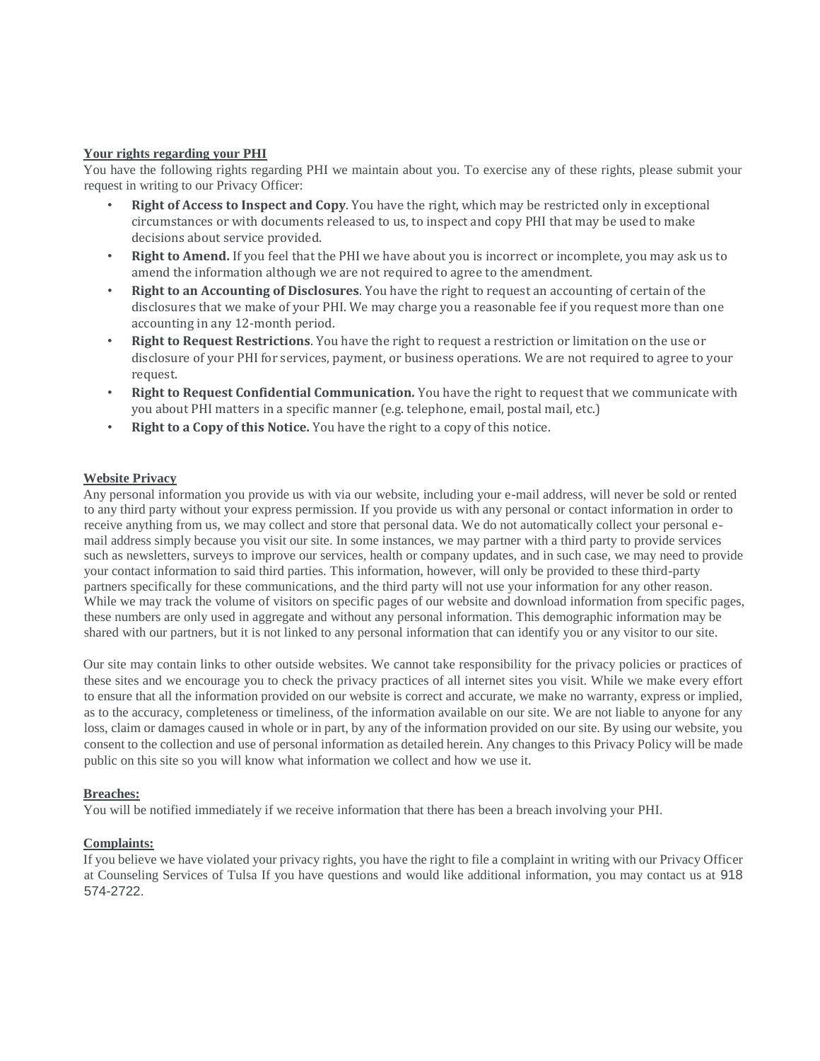**Your rights regarding your PHI**

You have the following rights regarding PHI we maintain about you. To exercise any of these rights, please submit your request in writing to our Privacy Officer:

- **Right of Access to Inspect and Copy**. You have the right, which may be restricted only in exceptional circumstances or with documents released to us, to inspect and copy PHI that may be used to make decisions about service provided.
- **Right to Amend.** If you feel that the PHI we have about you is incorrect or incomplete, you may ask us to amend the information although we are not required to agree to the amendment.
- **Right to an Accounting of Disclosures**. You have the right to request an accounting of certain of the disclosures that we make of your PHI. We may charge you a reasonable fee if you request more than one accounting in any 12-month period.
- **Right to Request Restrictions**. You have the right to request a restriction or limitation on the use or disclosure of your PHI for services, payment, or business operations. We are not required to agree to your request.
- **Right to Request Confidential Communication.** You have the right to request that we communicate with you about PHI matters in a specific manner (e.g. telephone, email, postal mail, etc.)
- **Right to a Copy of this Notice.** You have the right to a copy of this notice.

**Website Privacy**

Any personal information you provide us with via our website, including your e-mail address, will never be sold or rented to any third party without your express permission. If you provide us with any personal or contact information in order to receive anything from us, we may collect and store that personal data. We do not automatically collect your personal e-mail address simply because you visit our site. In some instances, we may partner with a third party to provide services such as newsletters, surveys to improve our services, health or company updates, and in such case, we may need to provide your contact information to said third parties. This information, however, will only be provided to these third-party partners specifically for these communications, and the third party will not use your information for any other reason. While we may track the volume of visitors on specific pages of our website and download information from specific pages, these numbers are only used in aggregate and without any personal information. This demographic information may be shared with our partners, but it is not linked to any personal information that can identify you or any visitor to our site.

Our site may contain links to other outside websites. We cannot take responsibility for the privacy policies or practices of these sites and we encourage you to check the privacy practices of all internet sites you visit. While we make every effort to ensure that all the information provided on our website is correct and accurate, we make no warranty, express or implied, as to the accuracy, completeness or timeliness, of the information available on our site. We are not liable to anyone for any loss, claim or damages caused in whole or in part, by any of the information provided on our site. By using our website, you consent to the collection and use of personal information as detailed herein. Any changes to this Privacy Policy will be made public on this site so you will know what information we collect and how we use it.

**Breaches:**

You will be notified immediately if we receive information that there has been a breach involving your PHI.

**Complaints:**

If you believe we have violated your privacy rights, you have the right to file a complaint in writing with our Privacy Officer at Counseling Services of Tulsa If you have questions and would like additional information, you may contact us at 918 574-2722.